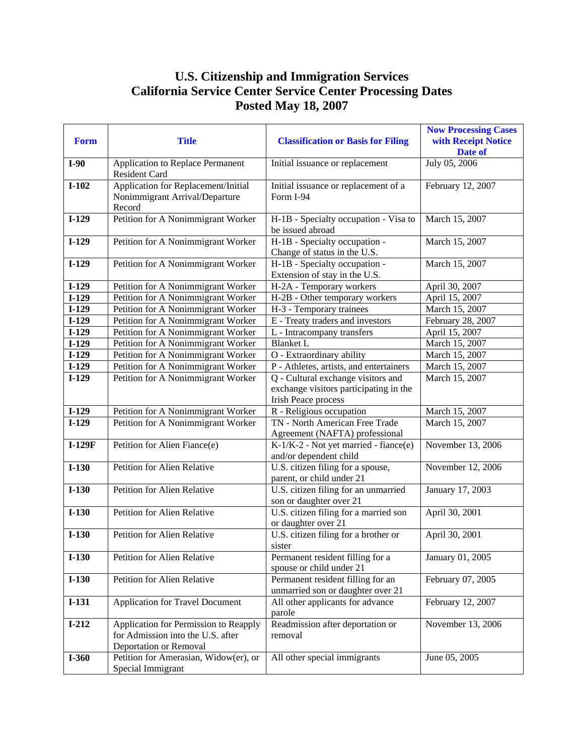# U.S. Citizenship and Immigration Services
# California Service Center Service Center Processing Dates
# Posted May 18, 2007

| Form | Title | Classification or Basis for Filing | Now Processing Cases with Receipt Notice Date of |
|---|---|---|---|
| **I-90** | Application to Replace Permanent Resident Card | Initial issuance or replacement | July 05, 2006 |
| **I-102** | Application for Replacement/Initial Nonimmigrant Arrival/Departure Record | Initial issuance or replacement of a Form I-94 | February 12, 2007 |
| **I-129** | Petition for A Nonimmigrant Worker | H-1B - Specialty occupation - Visa to be issued abroad | March 15, 2007 |
| **I-129** | Petition for A Nonimmigrant Worker | H-1B - Specialty occupation - Change of status in the U.S. | March 15, 2007 |
| **I-129** | Petition for A Nonimmigrant Worker | H-1B - Specialty occupation - Extension of stay in the U.S. | March 15, 2007 |
| **I-129** | Petition for A Nonimmigrant Worker | H-2A - Temporary workers | April 30, 2007 |
| **I-129** | Petition for A Nonimmigrant Worker | H-2B - Other temporary workers | April 15, 2007 |
| **I-129** | Petition for A Nonimmigrant Worker | H-3 - Temporary trainees | March 15, 2007 |
| **I-129** | Petition for A Nonimmigrant Worker | E - Treaty traders and investors | February 28, 2007 |
| **I-129** | Petition for A Nonimmigrant Worker | L - Intracompany transfers | April 15, 2007 |
| **I-129** | Petition for A Nonimmigrant Worker | Blanket L | March 15, 2007 |
| **I-129** | Petition for A Nonimmigrant Worker | O - Extraordinary ability | March 15, 2007 |
| **I-129** | Petition for A Nonimmigrant Worker | P - Athletes, artists, and entertainers | March 15, 2007 |
| **I-129** | Petition for A Nonimmigrant Worker | Q - Cultural exchange visitors and exchange visitors participating in the Irish Peace process | March 15, 2007 |
| **I-129** | Petition for A Nonimmigrant Worker | R - Religious occupation | March 15, 2007 |
| **I-129** | Petition for A Nonimmigrant Worker | TN - North American Free Trade Agreement (NAFTA) professional | March 15, 2007 |
| **I-129F** | Petition for Alien Fiance(e) | K-1/K-2 - Not yet married - fiance(e) and/or dependent child | November 13, 2006 |
| **I-130** | Petition for Alien Relative | U.S. citizen filing for a spouse, parent, or child under 21 | November 12, 2006 |
| **I-130** | Petition for Alien Relative | U.S. citizen filing for an unmarried son or daughter over 21 | January 17, 2003 |
| **I-130** | Petition for Alien Relative | U.S. citizen filing for a married son or daughter over 21 | April 30, 2001 |
| **I-130** | Petition for Alien Relative | U.S. citizen filing for a brother or sister | April 30, 2001 |
| **I-130** | Petition for Alien Relative | Permanent resident filling for a spouse or child under 21 | January 01, 2005 |
| **I-130** | Petition for Alien Relative | Permanent resident filling for an unmarried son or daughter over 21 | February 07, 2005 |
| **I-131** | Application for Travel Document | All other applicants for advance parole | February 12, 2007 |
| **I-212** | Application for Permission to Reapply for Admission into the U.S. after Deportation or Removal | Readmission after deportation or removal | November 13, 2006 |
| **I-360** | Petition for Amerasian, Widow(er), or Special Immigrant | All other special immigrants | June 05, 2005 |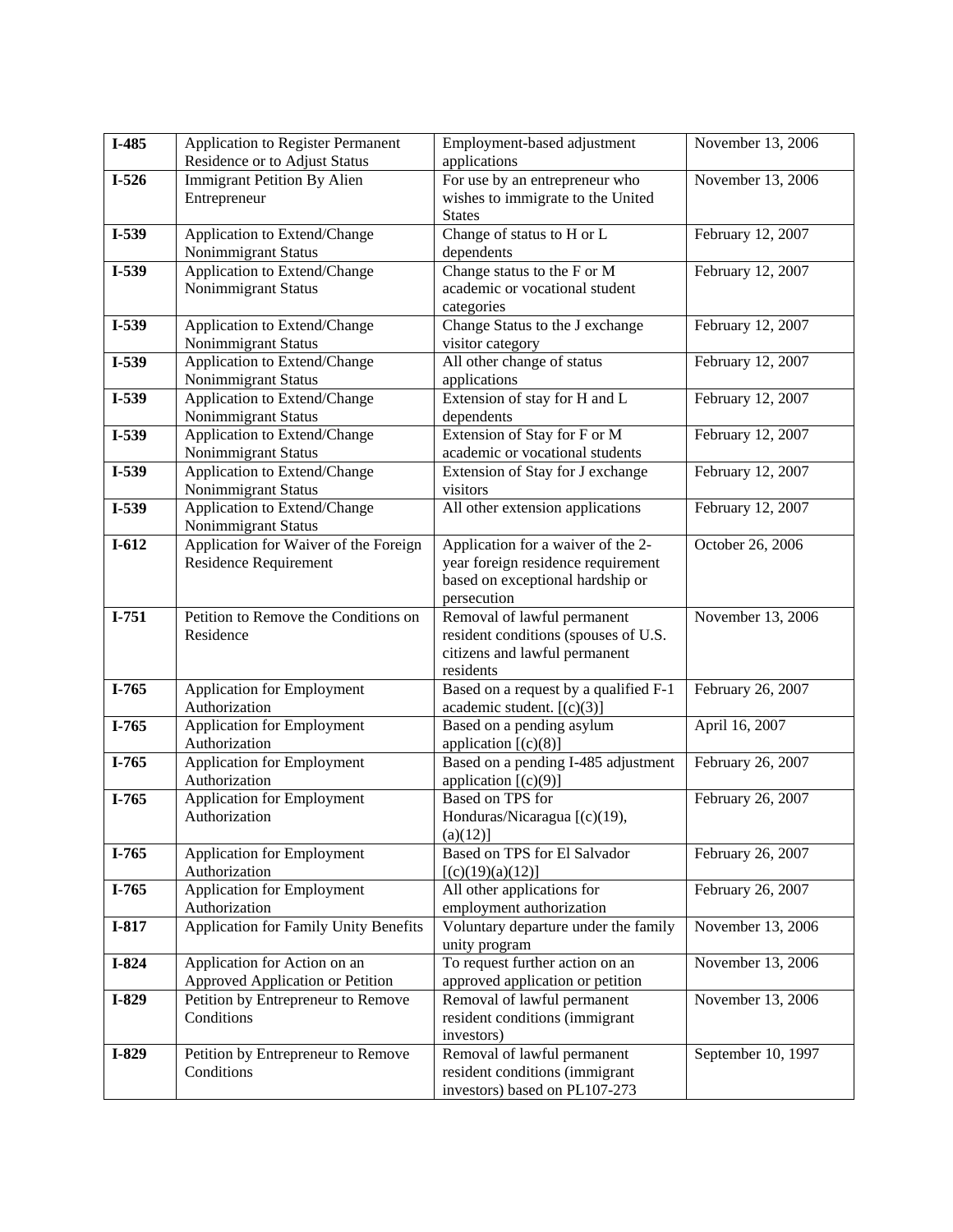| | | | |
|---|---|---|---|
| **I-485** | Application to Register Permanent Residence or to Adjust Status | Employment-based adjustment applications | November 13, 2006 |
| **I-526** | Immigrant Petition By Alien Entrepreneur | For use by an entrepreneur who wishes to immigrate to the United States | November 13, 2006 |
| **I-539** | Application to Extend/Change Nonimmigrant Status | Change of status to H or L dependents | February 12, 2007 |
| **I-539** | Application to Extend/Change Nonimmigrant Status | Change status to the F or M academic or vocational student categories | February 12, 2007 |
| **I-539** | Application to Extend/Change Nonimmigrant Status | Change Status to the J exchange visitor category | February 12, 2007 |
| **I-539** | Application to Extend/Change Nonimmigrant Status | All other change of status applications | February 12, 2007 |
| **I-539** | Application to Extend/Change Nonimmigrant Status | Extension of stay for H and L dependents | February 12, 2007 |
| **I-539** | Application to Extend/Change Nonimmigrant Status | Extension of Stay for F or M academic or vocational students | February 12, 2007 |
| **I-539** | Application to Extend/Change Nonimmigrant Status | Extension of Stay for J exchange visitors | February 12, 2007 |
| **I-539** | Application to Extend/Change Nonimmigrant Status | All other extension applications | February 12, 2007 |
| **I-612** | Application for Waiver of the Foreign Residence Requirement | Application for a waiver of the 2-year foreign residence requirement based on exceptional hardship or persecution | October 26, 2006 |
| **I-751** | Petition to Remove the Conditions on Residence | Removal of lawful permanent resident conditions (spouses of U.S. citizens and lawful permanent residents | November 13, 2006 |
| **I-765** | Application for Employment Authorization | Based on a request by a qualified F-1 academic student. [(c)(3)] | February 26, 2007 |
| **I-765** | Application for Employment Authorization | Based on a pending asylum application [(c)(8)] | April 16, 2007 |
| **I-765** | Application for Employment Authorization | Based on a pending I-485 adjustment application [(c)(9)] | February 26, 2007 |
| **I-765** | Application for Employment Authorization | Based on TPS for Honduras/Nicaragua [(c)(19), (a)(12)] | February 26, 2007 |
| **I-765** | Application for Employment Authorization | Based on TPS for El Salvador [(c)(19)(a)(12)] | February 26, 2007 |
| **I-765** | Application for Employment Authorization | All other applications for employment authorization | February 26, 2007 |
| **I-817** | Application for Family Unity Benefits | Voluntary departure under the family unity program | November 13, 2006 |
| **I-824** | Application for Action on an Approved Application or Petition | To request further action on an approved application or petition | November 13, 2006 |
| **I-829** | Petition by Entrepreneur to Remove Conditions | Removal of lawful permanent resident conditions (immigrant investors) | November 13, 2006 |
| **I-829** | Petition by Entrepreneur to Remove Conditions | Removal of lawful permanent resident conditions (immigrant investors) based on PL107-273 | September 10, 1997 |